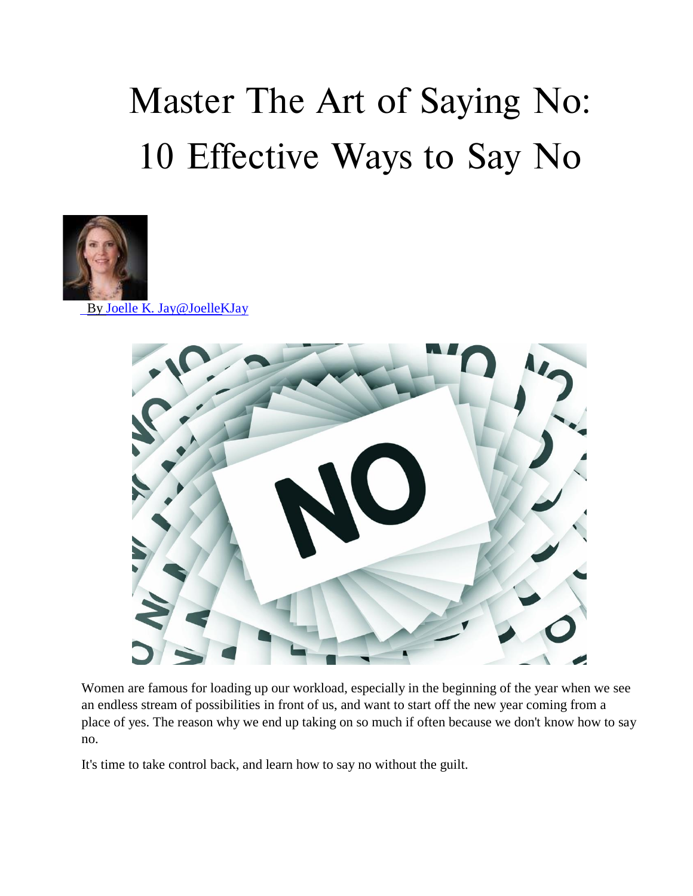# Master The Art of Saying No: 10 Effective Ways to Say No

By Joelle K. Jay@JoelleKJay

Women are famous for loading up our workload, especially in the beginning of the year when we see an endless stream of possibilities in front of us, and want to start off the new year coming from a place of yes. The reason why we end up taking on so much if often because we don't know how to say no.

It's time to take control back, and learn how to say no without the guilt.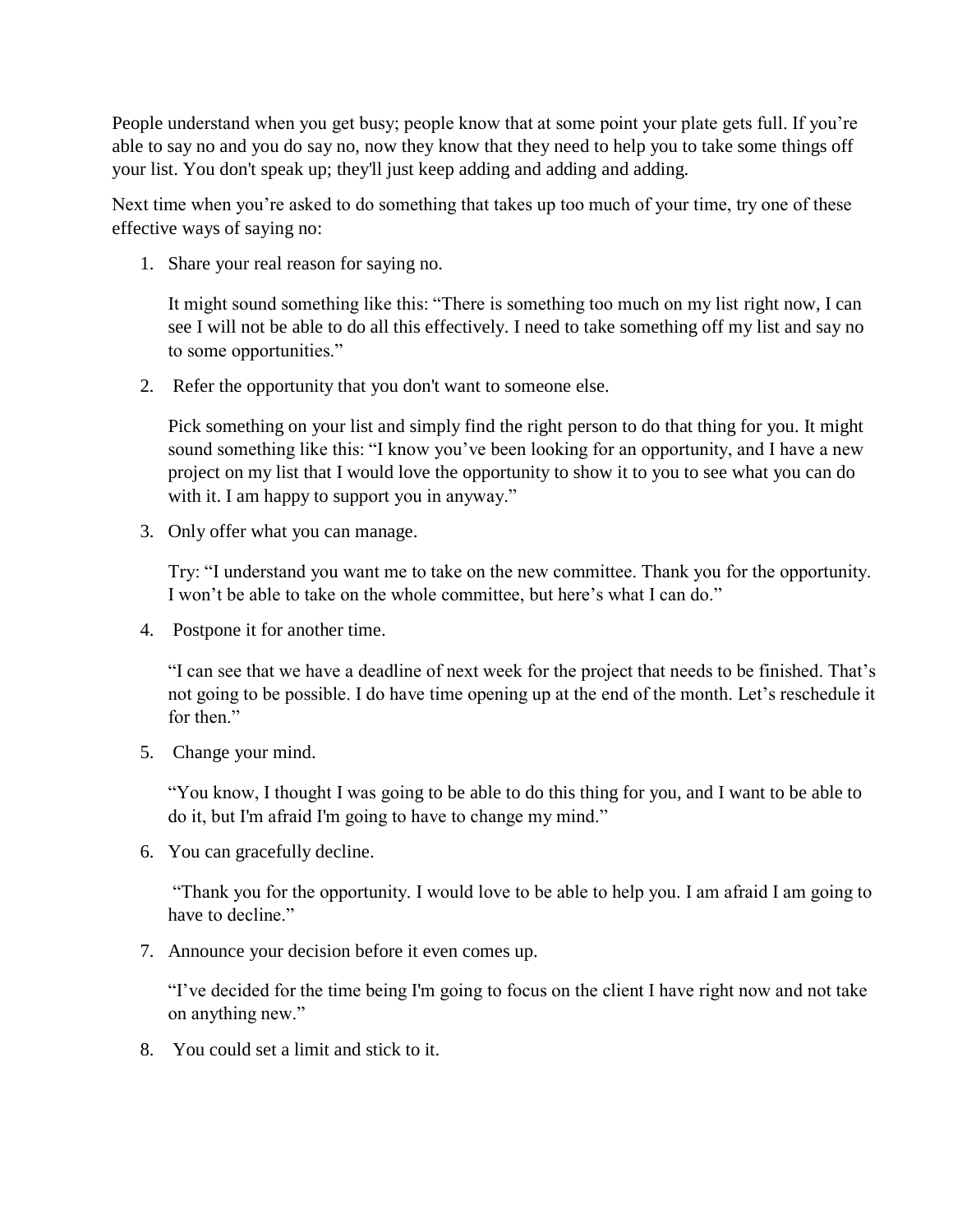People understand when you get busy; people know that at some point your plate gets full. If you're able to say no and you do say no, now they know that they need to help you to take some things off your list. You don't speak up; they'll just keep adding and adding and adding.

Next time when you're asked to do something that takes up too much of your time, try one of these effective ways of saying no:

1. Share your real reason for saying no.

   It might sound something like this: "There is something too much on my list right now, I can see I will not be able to do all this effectively. I need to take something off my list and say no to some opportunities."

2. Refer the opportunity that you don't want to someone else.

   Pick something on your list and simply find the right person to do that thing for you. It might sound something like this: "I know you've been looking for an opportunity, and I have a new project on my list that I would love the opportunity to show it to you to see what you can do with it. I am happy to support you in anyway."

3. Only offer what you can manage.

   Try: "I understand you want me to take on the new committee. Thank you for the opportunity. I won't be able to take on the whole committee, but here's what I can do."

4. Postpone it for another time.

   "I can see that we have a deadline of next week for the project that needs to be finished. That's not going to be possible. I do have time opening up at the end of the month. Let's reschedule it for then."

5. Change your mind.

   "You know, I thought I was going to be able to do this thing for you, and I want to be able to do it, but I'm afraid I'm going to have to change my mind."

6. You can gracefully decline.

   "Thank you for the opportunity. I would love to be able to help you. I am afraid I am going to have to decline."

7. Announce your decision before it even comes up.

   "I've decided for the time being I'm going to focus on the client I have right now and not take on anything new."

8. You could set a limit and stick to it.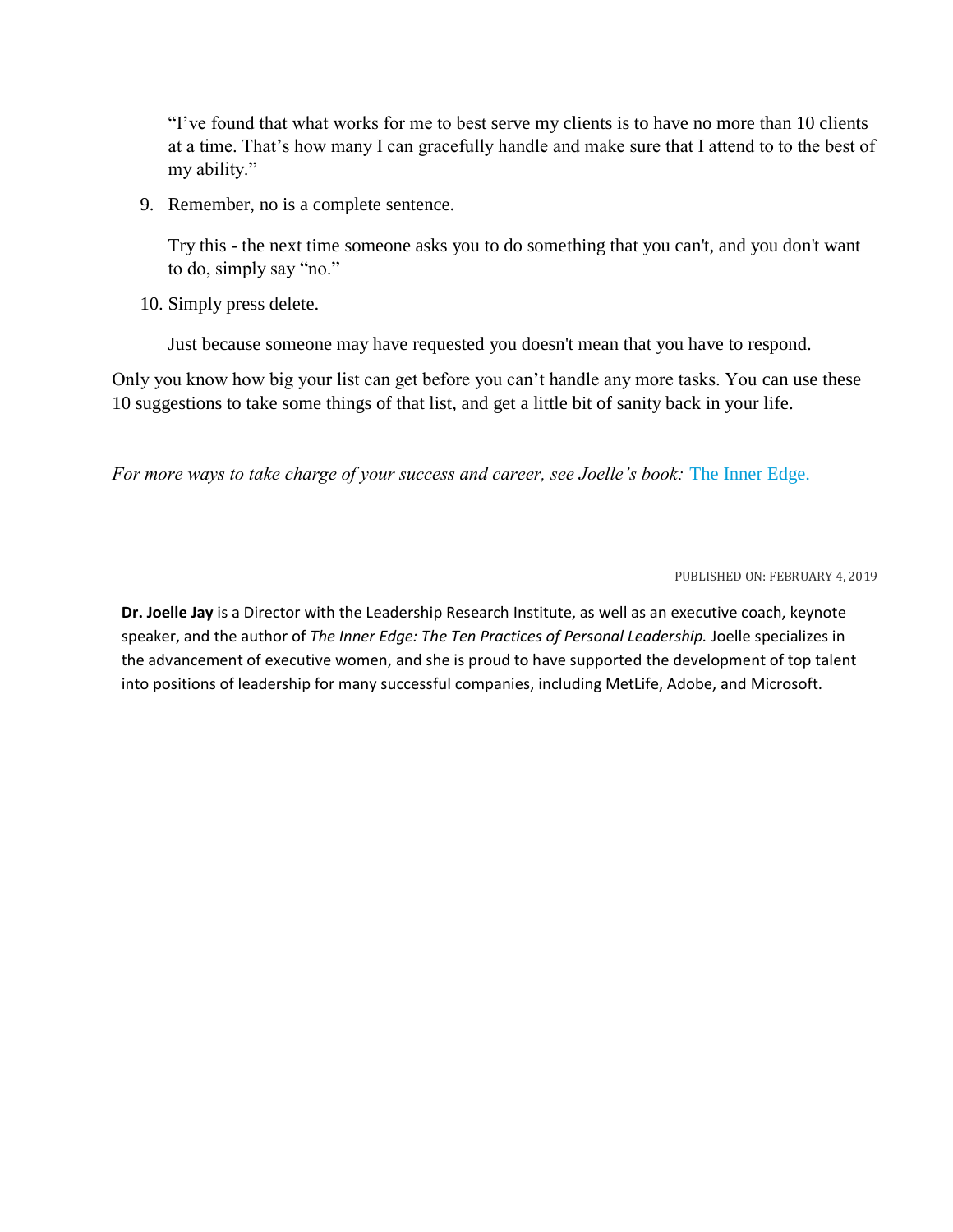"I've found that what works for me to best serve my clients is to have no more than 10 clients at a time. That's how many I can gracefully handle and make sure that I attend to to the best of my ability."

9. Remember, no is a complete sentence.

   Try this - the next time someone asks you to do something that you can't, and you don't want to do, simply say "no."

10. Simply press delete.

    Just because someone may have requested you doesn't mean that you have to respond.

Only you know how big your list can get before you can't handle any more tasks. You can use these 10 suggestions to take some things of that list, and get a little bit of sanity back in your life.

*For more ways to take charge of your success and career, see Joelle's book:* The Inner Edge.

PUBLISHED ON: FEBRUARY 4, 2019

**Dr. Joelle Jay** is a Director with the Leadership Research Institute, as well as an executive coach, keynote speaker, and the author of *The Inner Edge: The Ten Practices of Personal Leadership.* Joelle specializes in the advancement of executive women, and she is proud to have supported the development of top talent into positions of leadership for many successful companies, including MetLife, Adobe, and Microsoft.